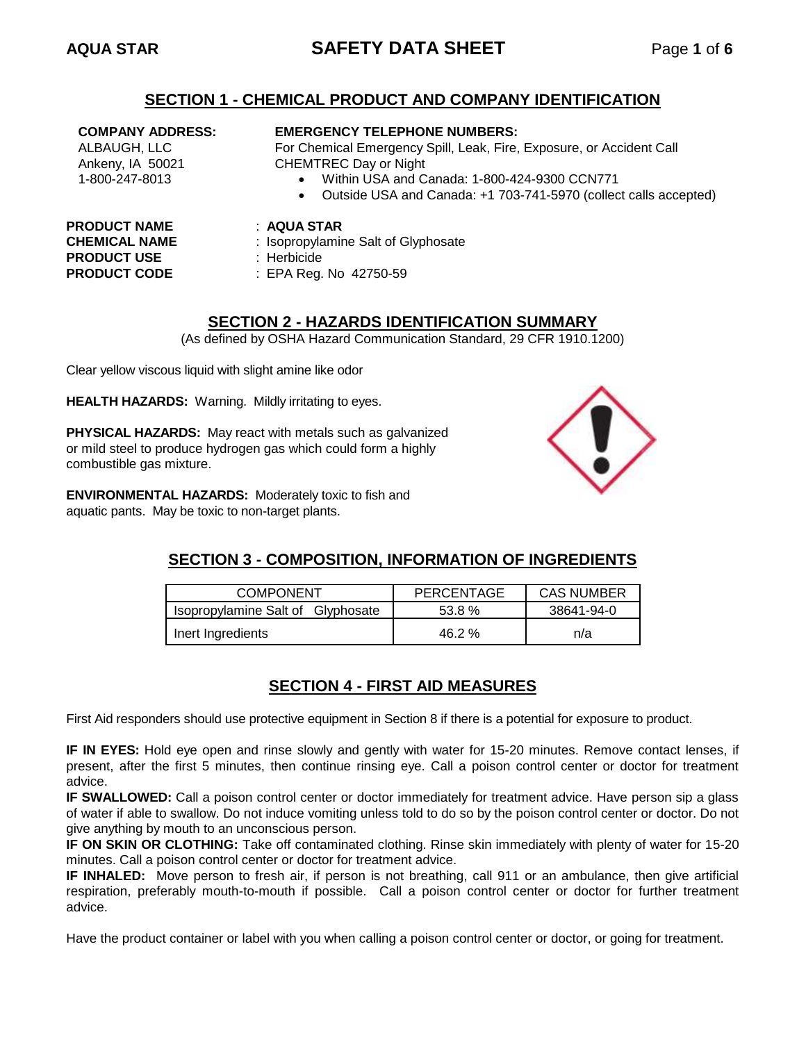## SECTION 1 - CHEMICAL PRODUCT AND COMPANY IDENTIFICATION

**COMPANY ADDRESS:**
ALBAUGH, LLC
Ankeny, IA 50021
1-800-247-8013

**EMERGENCY TELEPHONE NUMBERS:**
For Chemical Emergency Spill, Leak, Fire, Exposure, or Accident Call CHEMTREC Day or Night

- Within USA and Canada: 1-800-424-9300 CCN771
- Outside USA and Canada: +1 703-741-5970 (collect calls accepted)

**PRODUCT NAME** : **AQUA STAR**
**CHEMICAL NAME** : Isopropylamine Salt of Glyphosate
**PRODUCT USE** : Herbicide
**PRODUCT CODE** : EPA Reg. No 42750-59

## SECTION 2 - HAZARDS IDENTIFICATION SUMMARY

(As defined by OSHA Hazard Communication Standard, 29 CFR 1910.1200)

Clear yellow viscous liquid with slight amine like odor

**HEALTH HAZARDS:** Warning. Mildly irritating to eyes.

**PHYSICAL HAZARDS:** May react with metals such as galvanized or mild steel to produce hydrogen gas which could form a highly combustible gas mixture.

**ENVIRONMENTAL HAZARDS:** Moderately toxic to fish and aquatic pants. May be toxic to non-target plants.

## SECTION 3 - COMPOSITION, INFORMATION OF INGREDIENTS

| COMPONENT | PERCENTAGE | CAS NUMBER |
|---|---|---|
| Isopropylamine Salt of Glyphosate | 53.8 % | 38641-94-0 |
| Inert Ingredients | 46.2 % | n/a |

## SECTION 4 - FIRST AID MEASURES

First Aid responders should use protective equipment in Section 8 if there is a potential for exposure to product.

**IF IN EYES:** Hold eye open and rinse slowly and gently with water for 15-20 minutes. Remove contact lenses, if present, after the first 5 minutes, then continue rinsing eye. Call a poison control center or doctor for treatment advice.
**IF SWALLOWED:** Call a poison control center or doctor immediately for treatment advice. Have person sip a glass of water if able to swallow. Do not induce vomiting unless told to do so by the poison control center or doctor. Do not give anything by mouth to an unconscious person.
**IF ON SKIN OR CLOTHING:** Take off contaminated clothing. Rinse skin immediately with plenty of water for 15-20 minutes. Call a poison control center or doctor for treatment advice.
**IF INHALED:** Move person to fresh air, if person is not breathing, call 911 or an ambulance, then give artificial respiration, preferably mouth-to-mouth if possible. Call a poison control center or doctor for further treatment advice.

Have the product container or label with you when calling a poison control center or doctor, or going for treatment.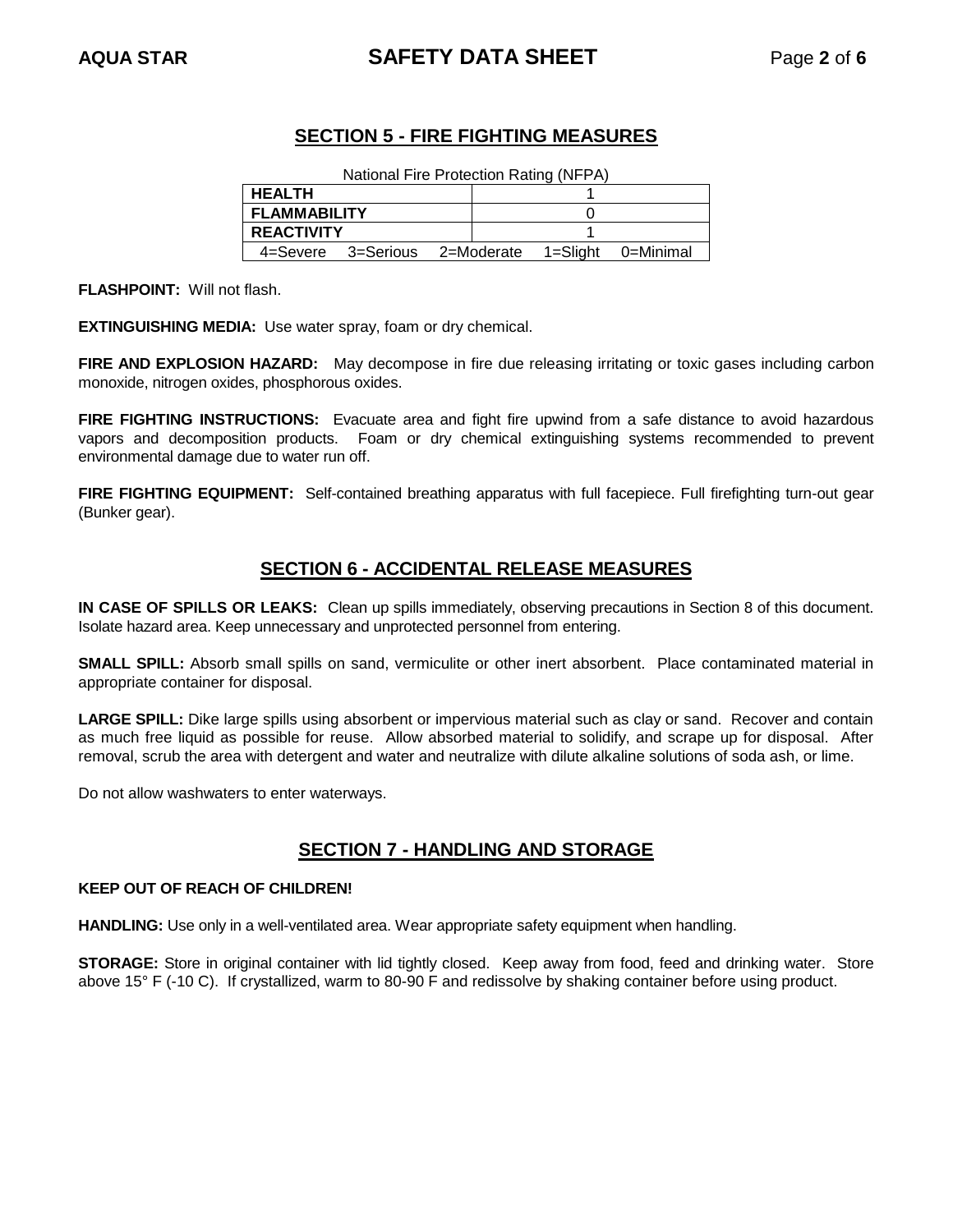## SECTION 5 - FIRE FIGHTING MEASURES

National Fire Protection Rating (NFPA)

| HEALTH | 1 |
|---|---|
| FLAMMABILITY | 0 |
| REACTIVITY | 1 |
| 4=Severe 3=Serious 2=Moderate 1=Slight 0=Minimal | |

**FLASHPOINT:** Will not flash.

**EXTINGUISHING MEDIA:** Use water spray, foam or dry chemical.

**FIRE AND EXPLOSION HAZARD:** May decompose in fire due releasing irritating or toxic gases including carbon monoxide, nitrogen oxides, phosphorous oxides.

**FIRE FIGHTING INSTRUCTIONS:** Evacuate area and fight fire upwind from a safe distance to avoid hazardous vapors and decomposition products. Foam or dry chemical extinguishing systems recommended to prevent environmental damage due to water run off.

**FIRE FIGHTING EQUIPMENT:** Self-contained breathing apparatus with full facepiece. Full firefighting turn-out gear (Bunker gear).

## SECTION 6 - ACCIDENTAL RELEASE MEASURES

**IN CASE OF SPILLS OR LEAKS:** Clean up spills immediately, observing precautions in Section 8 of this document. Isolate hazard area. Keep unnecessary and unprotected personnel from entering.

**SMALL SPILL:** Absorb small spills on sand, vermiculite or other inert absorbent. Place contaminated material in appropriate container for disposal.

**LARGE SPILL:** Dike large spills using absorbent or impervious material such as clay or sand. Recover and contain as much free liquid as possible for reuse. Allow absorbed material to solidify, and scrape up for disposal. After removal, scrub the area with detergent and water and neutralize with dilute alkaline solutions of soda ash, or lime.

Do not allow washwaters to enter waterways.

## SECTION 7 - HANDLING AND STORAGE

**KEEP OUT OF REACH OF CHILDREN!**

**HANDLING:** Use only in a well-ventilated area. Wear appropriate safety equipment when handling.

**STORAGE:** Store in original container with lid tightly closed. Keep away from food, feed and drinking water. Store above 15° F (-10 C). If crystallized, warm to 80-90 F and redissolve by shaking container before using product.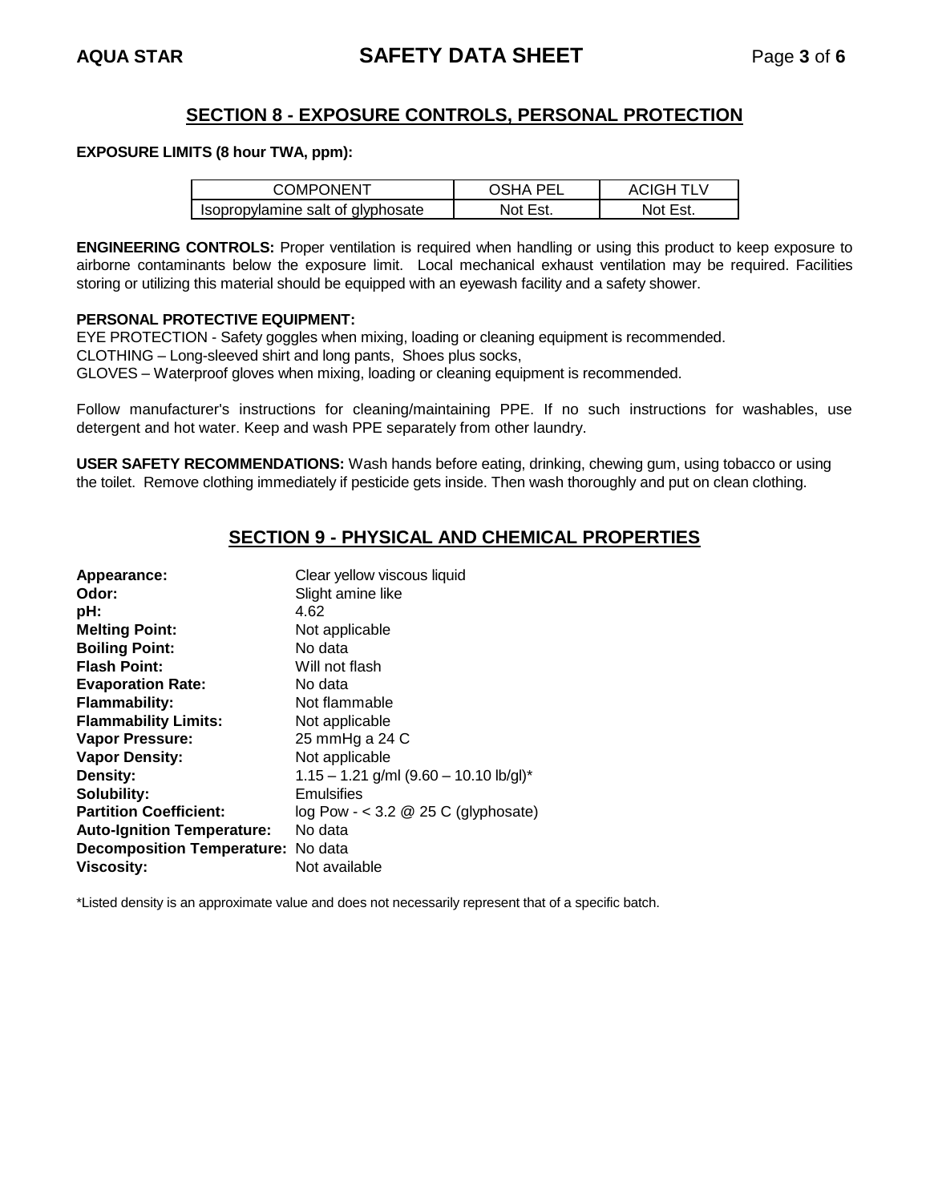## SECTION 8 - EXPOSURE CONTROLS, PERSONAL PROTECTION

**EXPOSURE LIMITS (8 hour TWA, ppm):**

| COMPONENT | OSHA PEL | ACIGH TLV |
|---|---|---|
| Isopropylamine salt of glyphosate | Not Est. | Not Est. |

**ENGINEERING CONTROLS:** Proper ventilation is required when handling or using this product to keep exposure to airborne contaminants below the exposure limit. Local mechanical exhaust ventilation may be required. Facilities storing or utilizing this material should be equipped with an eyewash facility and a safety shower.

**PERSONAL PROTECTIVE EQUIPMENT:**

EYE PROTECTION - Safety goggles when mixing, loading or cleaning equipment is recommended.
CLOTHING – Long-sleeved shirt and long pants, Shoes plus socks,
GLOVES – Waterproof gloves when mixing, loading or cleaning equipment is recommended.

Follow manufacturer's instructions for cleaning/maintaining PPE. If no such instructions for washables, use detergent and hot water. Keep and wash PPE separately from other laundry.

**USER SAFETY RECOMMENDATIONS:** Wash hands before eating, drinking, chewing gum, using tobacco or using the toilet. Remove clothing immediately if pesticide gets inside. Then wash thoroughly and put on clean clothing.

## SECTION 9 - PHYSICAL AND CHEMICAL PROPERTIES

**Appearance:** Clear yellow viscous liquid
**Odor:** Slight amine like
**pH:** 4.62
**Melting Point:** Not applicable
**Boiling Point:** No data
**Flash Point:** Will not flash
**Evaporation Rate:** No data
**Flammability:** Not flammable
**Flammability Limits:** Not applicable
**Vapor Pressure:** 25 mmHg a 24 C
**Vapor Density:** Not applicable
**Density:** 1.15 – 1.21 g/ml (9.60 – 10.10 lb/gl)*
**Solubility:** Emulsifies
**Partition Coefficient:** log Pow - < 3.2 @ 25 C (glyphosate)
**Auto-Ignition Temperature:** No data
**Decomposition Temperature:** No data
**Viscosity:** Not available

*Listed density is an approximate value and does not necessarily represent that of a specific batch.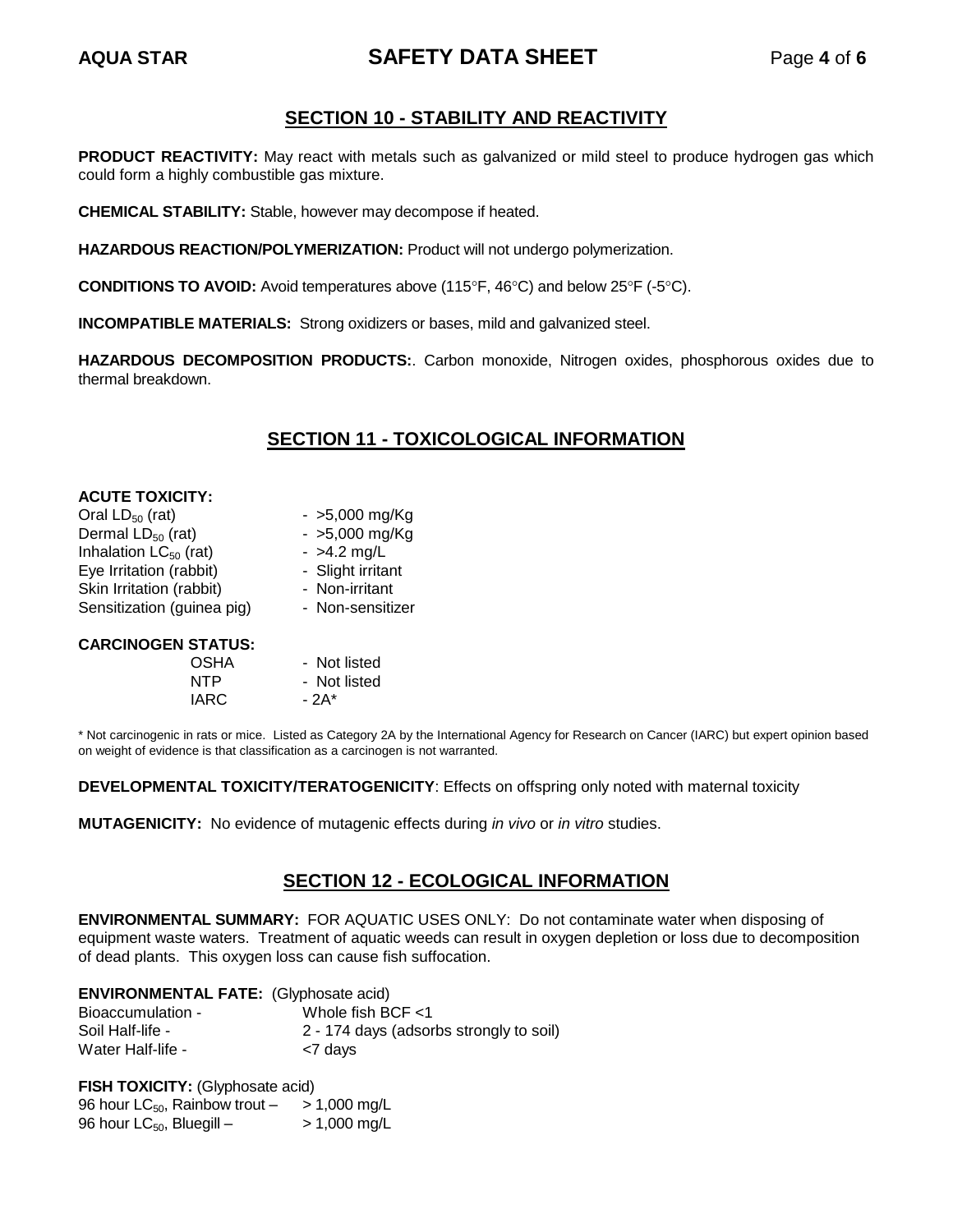## SECTION 10 - STABILITY AND REACTIVITY

**PRODUCT REACTIVITY:** May react with metals such as galvanized or mild steel to produce hydrogen gas which could form a highly combustible gas mixture.

**CHEMICAL STABILITY:** Stable, however may decompose if heated.

**HAZARDOUS REACTION/POLYMERIZATION:** Product will not undergo polymerization.

**CONDITIONS TO AVOID:** Avoid temperatures above (115°F, 46°C) and below 25°F (-5°C).

**INCOMPATIBLE MATERIALS:** Strong oxidizers or bases, mild and galvanized steel.

**HAZARDOUS DECOMPOSITION PRODUCTS:**. Carbon monoxide, Nitrogen oxides, phosphorous oxides due to thermal breakdown.

## SECTION 11 - TOXICOLOGICAL INFORMATION

**ACUTE TOXICITY:**

| | |
|---|---|
| Oral $LD_{50}$ (rat) | - >5,000 mg/Kg |
| Dermal $LD_{50}$ (rat) | - >5,000 mg/Kg |
| Inhalation $LC_{50}$ (rat) | - >4.2 mg/L |
| Eye Irritation (rabbit) | - Slight irritant |
| Skin Irritation (rabbit) | - Non-irritant |
| Sensitization (guinea pig) | - Non-sensitizer |

**CARCINOGEN STATUS:**

| | |
|---|---|
| OSHA | - Not listed |
| NTP | - Not listed |
| IARC | - 2A* |

\* Not carcinogenic in rats or mice. Listed as Category 2A by the International Agency for Research on Cancer (IARC) but expert opinion based on weight of evidence is that classification as a carcinogen is not warranted.

**DEVELOPMENTAL TOXICITY/TERATOGENICITY**: Effects on offspring only noted with maternal toxicity

**MUTAGENICITY:** No evidence of mutagenic effects during *in vivo* or *in vitro* studies.

## SECTION 12 - ECOLOGICAL INFORMATION

**ENVIRONMENTAL SUMMARY:** FOR AQUATIC USES ONLY: Do not contaminate water when disposing of equipment waste waters. Treatment of aquatic weeds can result in oxygen depletion or loss due to decomposition of dead plants. This oxygen loss can cause fish suffocation.

**ENVIRONMENTAL FATE:** (Glyphosate acid)

| | |
|---|---|
| Bioaccumulation - | Whole fish BCF <1 |
| Soil Half-life - | 2 - 174 days (adsorbs strongly to soil) |
| Water Half-life - | <7 days |

**FISH TOXICITY:** (Glyphosate acid)

| | |
|---|---|
| 96 hour $LC_{50}$, Rainbow trout – | > 1,000 mg/L |
| 96 hour $LC_{50}$, Bluegill – | > 1,000 mg/L |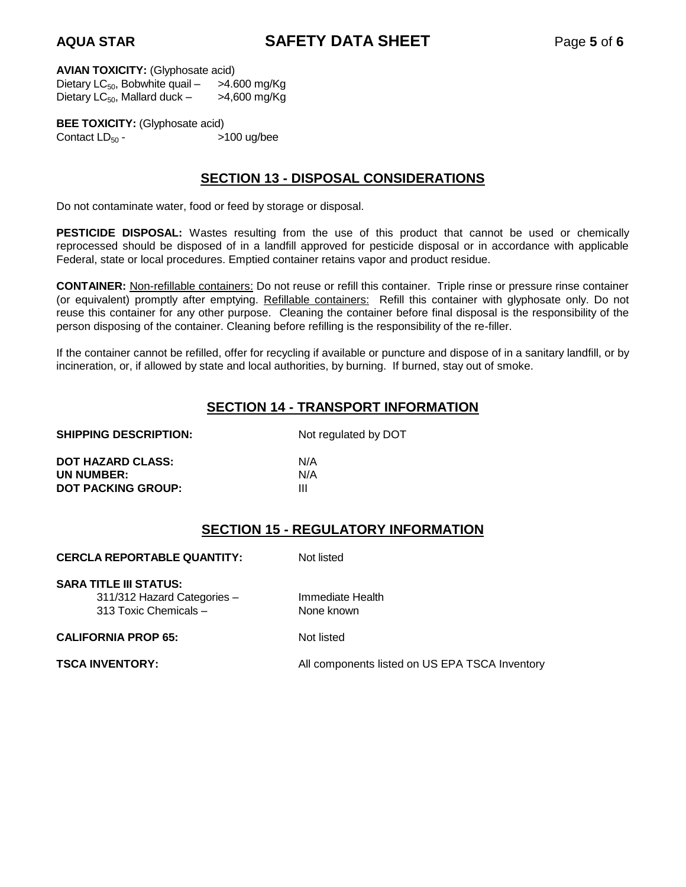**AVIAN TOXICITY:** (Glyphosate acid)
Dietary $LC_{50}$, Bobwhite quail – >4.600 mg/Kg
Dietary $LC_{50}$, Mallard duck – >4,600 mg/Kg

**BEE TOXICITY:** (Glyphosate acid)
Contact $LD_{50}$ - >100 ug/bee

## SECTION 13 - DISPOSAL CONSIDERATIONS

Do not contaminate water, food or feed by storage or disposal.

**PESTICIDE DISPOSAL:** Wastes resulting from the use of this product that cannot be used or chemically reprocessed should be disposed of in a landfill approved for pesticide disposal or in accordance with applicable Federal, state or local procedures. Emptied container retains vapor and product residue.

**CONTAINER:** Non-refillable containers: Do not reuse or refill this container. Triple rinse or pressure rinse container (or equivalent) promptly after emptying. Refillable containers: Refill this container with glyphosate only. Do not reuse this container for any other purpose. Cleaning the container before final disposal is the responsibility of the person disposing of the container. Cleaning before refilling is the responsibility of the re-filler.

If the container cannot be refilled, offer for recycling if available or puncture and dispose of in a sanitary landfill, or by incineration, or, if allowed by state and local authorities, by burning. If burned, stay out of smoke.

## SECTION 14 - TRANSPORT INFORMATION

**SHIPPING DESCRIPTION:** Not regulated by DOT

**DOT HAZARD CLASS:** N/A
**UN NUMBER:** N/A
**DOT PACKING GROUP:** III

## SECTION 15 - REGULATORY INFORMATION

**CERCLA REPORTABLE QUANTITY:** Not listed

**SARA TITLE III STATUS:**
311/312 Hazard Categories – Immediate Health
313 Toxic Chemicals – None known

**CALIFORNIA PROP 65:** Not listed

**TSCA INVENTORY:** All components listed on US EPA TSCA Inventory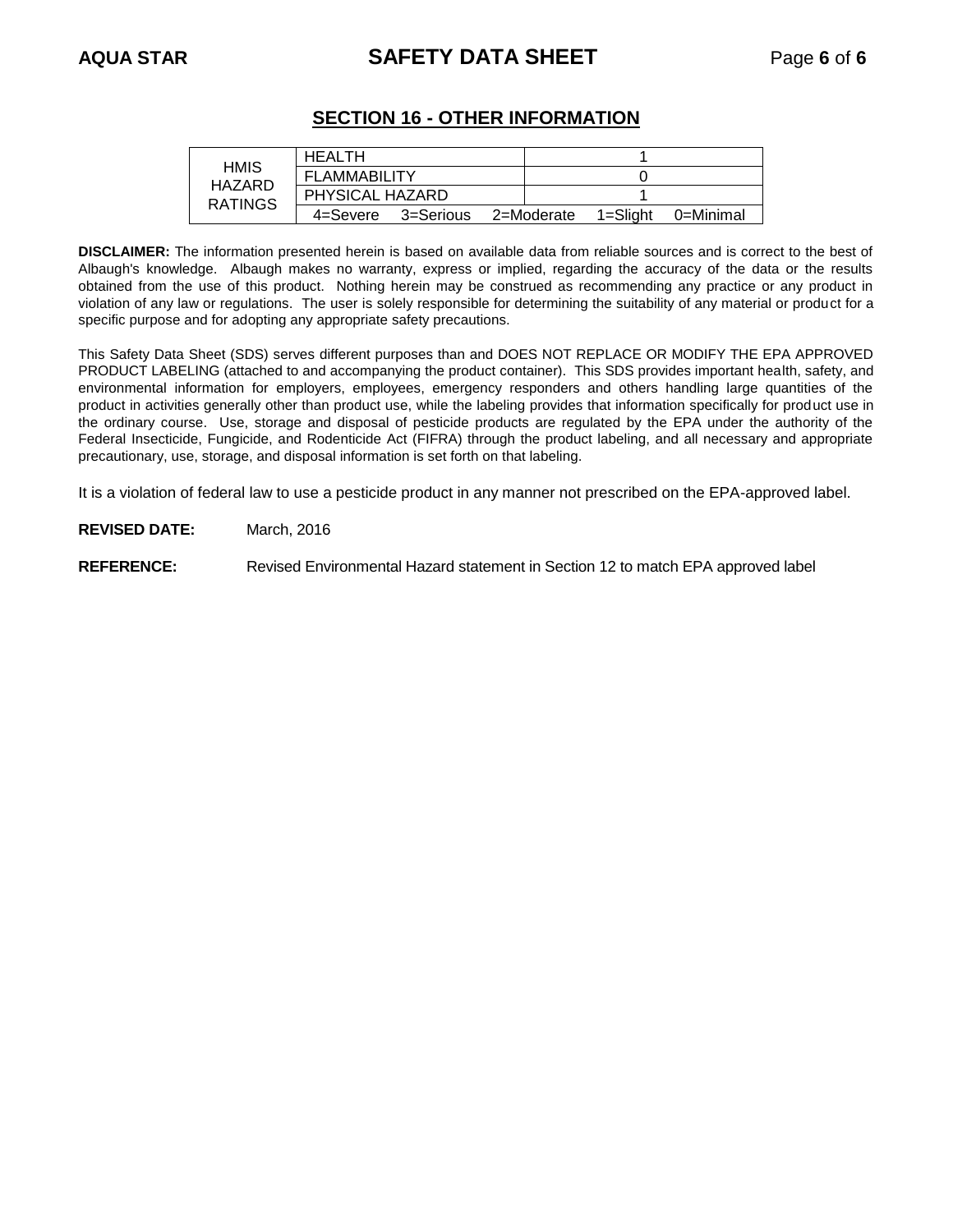## SECTION 16 - OTHER INFORMATION

| | | |
|---|---|---|
| HMIS HAZARD RATINGS | HEALTH | 1 |
| | FLAMMABILITY | 0 |
| | PHYSICAL HAZARD | 1 |
| | 4=Severe 3=Serious 2=Moderate 1=Slight 0=Minimal | |

**DISCLAIMER:** The information presented herein is based on available data from reliable sources and is correct to the best of Albaugh's knowledge. Albaugh makes no warranty, express or implied, regarding the accuracy of the data or the results obtained from the use of this product. Nothing herein may be construed as recommending any practice or any product in violation of any law or regulations. The user is solely responsible for determining the suitability of any material or product for a specific purpose and for adopting any appropriate safety precautions.

This Safety Data Sheet (SDS) serves different purposes than and DOES NOT REPLACE OR MODIFY THE EPA APPROVED PRODUCT LABELING (attached to and accompanying the product container). This SDS provides important health, safety, and environmental information for employers, employees, emergency responders and others handling large quantities of the product in activities generally other than product use, while the labeling provides that information specifically for product use in the ordinary course. Use, storage and disposal of pesticide products are regulated by the EPA under the authority of the Federal Insecticide, Fungicide, and Rodenticide Act (FIFRA) through the product labeling, and all necessary and appropriate precautionary, use, storage, and disposal information is set forth on that labeling.

It is a violation of federal law to use a pesticide product in any manner not prescribed on the EPA-approved label.

**REVISED DATE:** March, 2016

**REFERENCE:** Revised Environmental Hazard statement in Section 12 to match EPA approved label